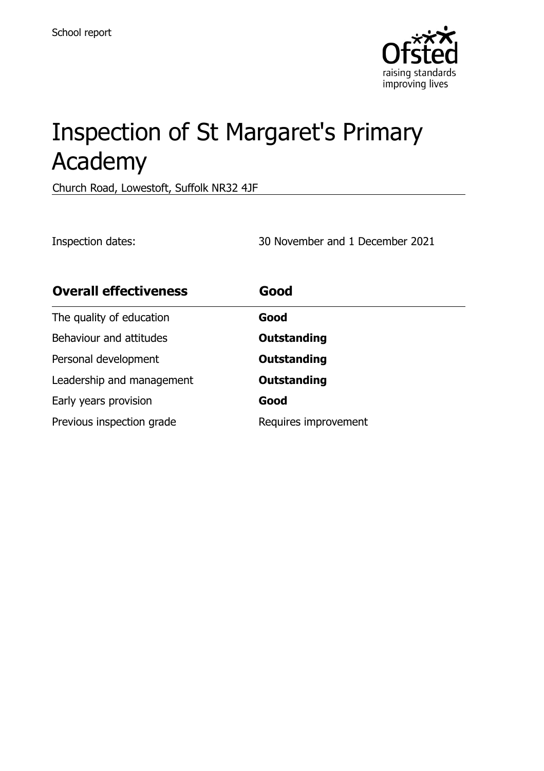School report

# Inspection of St Margaret's Primary Academy

Church Road, Lowestoft, Suffolk NR32 4JF

Inspection dates: 30 November and 1 December 2021

| Overall effectiveness | Good |
| --- | --- |
| The quality of education | **Good** |
| Behaviour and attitudes | **Outstanding** |
| Personal development | **Outstanding** |
| Leadership and management | **Outstanding** |
| Early years provision | **Good** |
| Previous inspection grade | Requires improvement |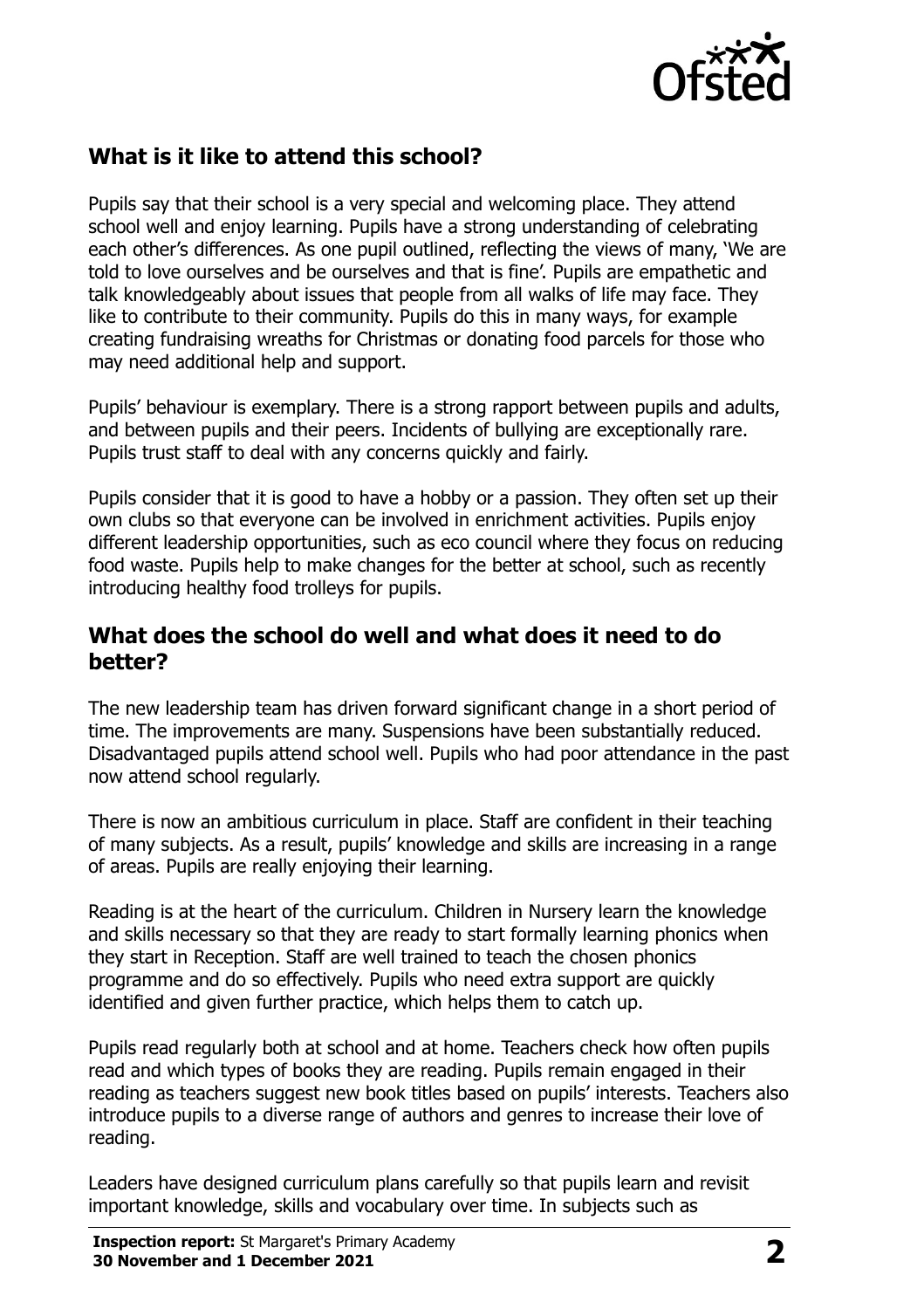## What is it like to attend this school?

Pupils say that their school is a very special and welcoming place. They attend school well and enjoy learning. Pupils have a strong understanding of celebrating each other's differences. As one pupil outlined, reflecting the views of many, 'We are told to love ourselves and be ourselves and that is fine'. Pupils are empathetic and talk knowledgeably about issues that people from all walks of life may face. They like to contribute to their community. Pupils do this in many ways, for example creating fundraising wreaths for Christmas or donating food parcels for those who may need additional help and support.

Pupils' behaviour is exemplary. There is a strong rapport between pupils and adults, and between pupils and their peers. Incidents of bullying are exceptionally rare. Pupils trust staff to deal with any concerns quickly and fairly.

Pupils consider that it is good to have a hobby or a passion. They often set up their own clubs so that everyone can be involved in enrichment activities. Pupils enjoy different leadership opportunities, such as eco council where they focus on reducing food waste. Pupils help to make changes for the better at school, such as recently introducing healthy food trolleys for pupils.

## What does the school do well and what does it need to do better?

The new leadership team has driven forward significant change in a short period of time. The improvements are many. Suspensions have been substantially reduced. Disadvantaged pupils attend school well. Pupils who had poor attendance in the past now attend school regularly.

There is now an ambitious curriculum in place. Staff are confident in their teaching of many subjects. As a result, pupils' knowledge and skills are increasing in a range of areas. Pupils are really enjoying their learning.

Reading is at the heart of the curriculum. Children in Nursery learn the knowledge and skills necessary so that they are ready to start formally learning phonics when they start in Reception. Staff are well trained to teach the chosen phonics programme and do so effectively. Pupils who need extra support are quickly identified and given further practice, which helps them to catch up.

Pupils read regularly both at school and at home. Teachers check how often pupils read and which types of books they are reading. Pupils remain engaged in their reading as teachers suggest new book titles based on pupils' interests. Teachers also introduce pupils to a diverse range of authors and genres to increase their love of reading.

Leaders have designed curriculum plans carefully so that pupils learn and revisit important knowledge, skills and vocabulary over time. In subjects such as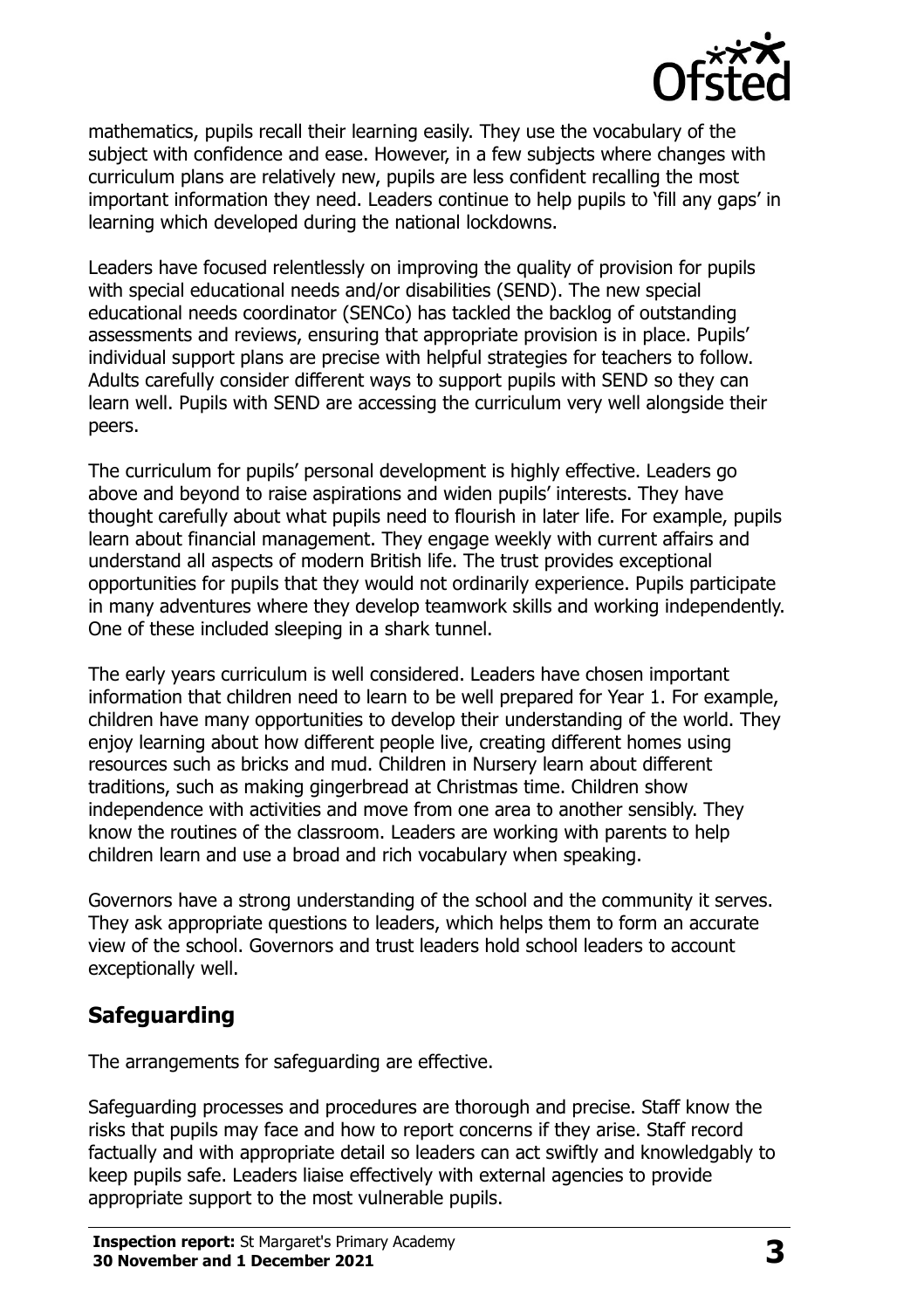mathematics, pupils recall their learning easily. They use the vocabulary of the subject with confidence and ease. However, in a few subjects where changes with curriculum plans are relatively new, pupils are less confident recalling the most important information they need. Leaders continue to help pupils to 'fill any gaps' in learning which developed during the national lockdowns.

Leaders have focused relentlessly on improving the quality of provision for pupils with special educational needs and/or disabilities (SEND). The new special educational needs coordinator (SENCo) has tackled the backlog of outstanding assessments and reviews, ensuring that appropriate provision is in place. Pupils' individual support plans are precise with helpful strategies for teachers to follow. Adults carefully consider different ways to support pupils with SEND so they can learn well. Pupils with SEND are accessing the curriculum very well alongside their peers.

The curriculum for pupils' personal development is highly effective. Leaders go above and beyond to raise aspirations and widen pupils' interests. They have thought carefully about what pupils need to flourish in later life. For example, pupils learn about financial management. They engage weekly with current affairs and understand all aspects of modern British life. The trust provides exceptional opportunities for pupils that they would not ordinarily experience. Pupils participate in many adventures where they develop teamwork skills and working independently. One of these included sleeping in a shark tunnel.

The early years curriculum is well considered. Leaders have chosen important information that children need to learn to be well prepared for Year 1. For example, children have many opportunities to develop their understanding of the world. They enjoy learning about how different people live, creating different homes using resources such as bricks and mud. Children in Nursery learn about different traditions, such as making gingerbread at Christmas time. Children show independence with activities and move from one area to another sensibly. They know the routines of the classroom. Leaders are working with parents to help children learn and use a broad and rich vocabulary when speaking.

Governors have a strong understanding of the school and the community it serves. They ask appropriate questions to leaders, which helps them to form an accurate view of the school. Governors and trust leaders hold school leaders to account exceptionally well.

## Safeguarding

The arrangements for safeguarding are effective.

Safeguarding processes and procedures are thorough and precise. Staff know the risks that pupils may face and how to report concerns if they arise. Staff record factually and with appropriate detail so leaders can act swiftly and knowledgably to keep pupils safe. Leaders liaise effectively with external agencies to provide appropriate support to the most vulnerable pupils.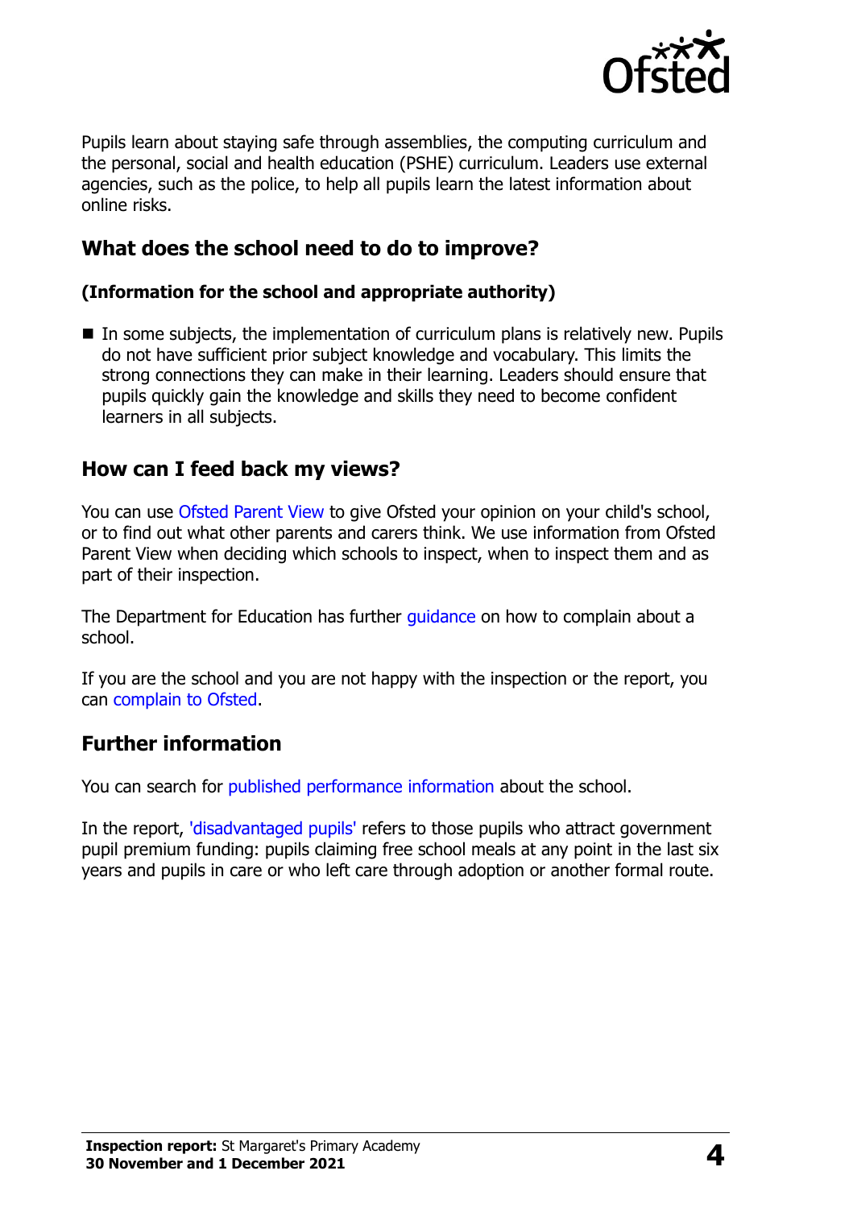Pupils learn about staying safe through assemblies, the computing curriculum and the personal, social and health education (PSHE) curriculum. Leaders use external agencies, such as the police, to help all pupils learn the latest information about online risks.

## What does the school need to do to improve?

**(Information for the school and appropriate authority)**

- In some subjects, the implementation of curriculum plans is relatively new. Pupils do not have sufficient prior subject knowledge and vocabulary. This limits the strong connections they can make in their learning. Leaders should ensure that pupils quickly gain the knowledge and skills they need to become confident learners in all subjects.

## How can I feed back my views?

You can use Ofsted Parent View to give Ofsted your opinion on your child's school, or to find out what other parents and carers think. We use information from Ofsted Parent View when deciding which schools to inspect, when to inspect them and as part of their inspection.

The Department for Education has further guidance on how to complain about a school.

If you are the school and you are not happy with the inspection or the report, you can complain to Ofsted.

## Further information

You can search for published performance information about the school.

In the report, 'disadvantaged pupils' refers to those pupils who attract government pupil premium funding: pupils claiming free school meals at any point in the last six years and pupils in care or who left care through adoption or another formal route.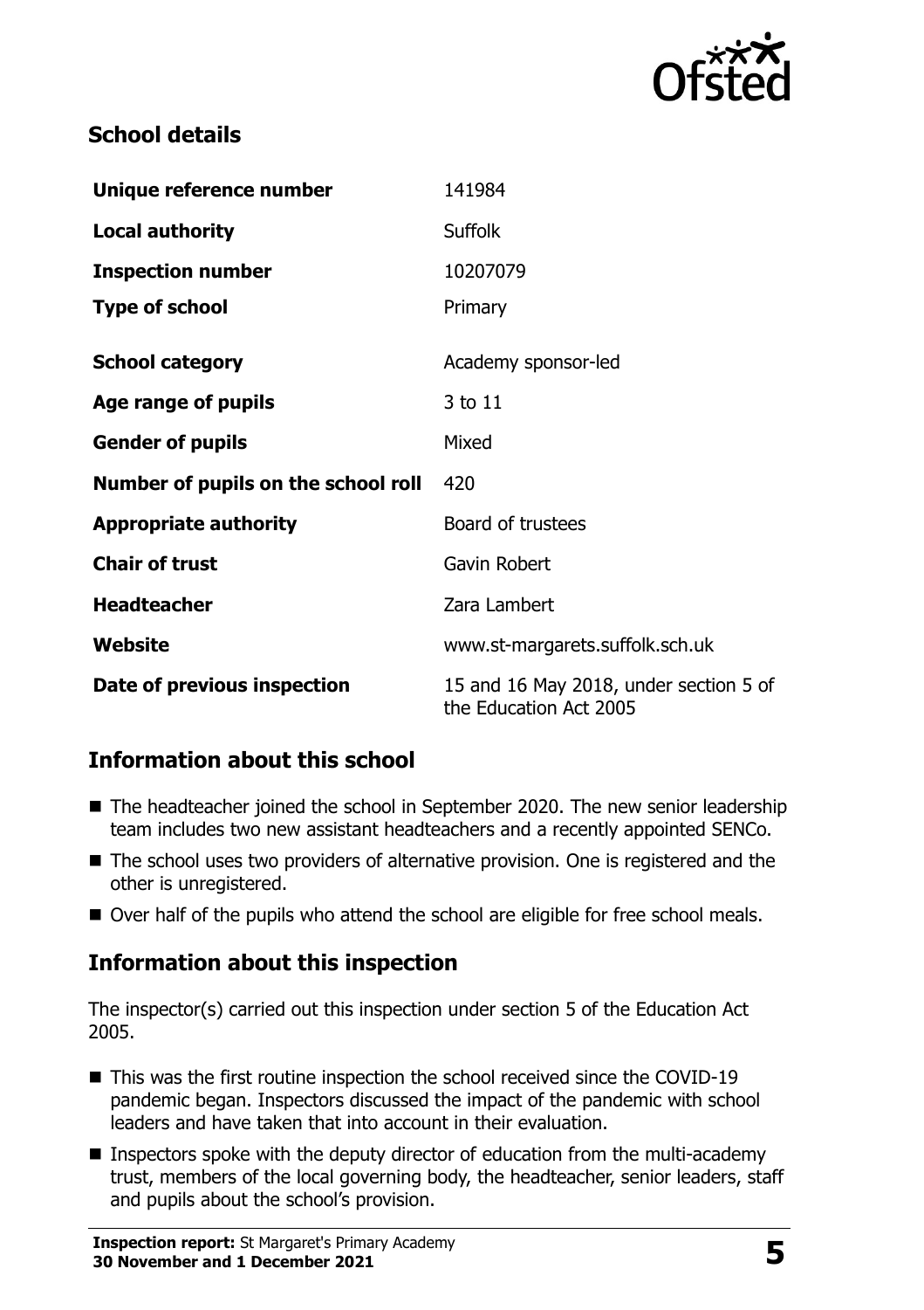## School details

| | |
|---|---|
| **Unique reference number** | 141984 |
| **Local authority** | Suffolk |
| **Inspection number** | 10207079 |
| **Type of school** | Primary |
| **School category** | Academy sponsor-led |
| **Age range of pupils** | 3 to 11 |
| **Gender of pupils** | Mixed |
| **Number of pupils on the school roll** | 420 |
| **Appropriate authority** | Board of trustees |
| **Chair of trust** | Gavin Robert |
| **Headteacher** | Zara Lambert |
| **Website** | www.st-margarets.suffolk.sch.uk |
| **Date of previous inspection** | 15 and 16 May 2018, under section 5 of the Education Act 2005 |

## Information about this school

- The headteacher joined the school in September 2020. The new senior leadership team includes two new assistant headteachers and a recently appointed SENCo.
- The school uses two providers of alternative provision. One is registered and the other is unregistered.
- Over half of the pupils who attend the school are eligible for free school meals.

## Information about this inspection

The inspector(s) carried out this inspection under section 5 of the Education Act 2005.

- This was the first routine inspection the school received since the COVID-19 pandemic began. Inspectors discussed the impact of the pandemic with school leaders and have taken that into account in their evaluation.
- Inspectors spoke with the deputy director of education from the multi-academy trust, members of the local governing body, the headteacher, senior leaders, staff and pupils about the school's provision.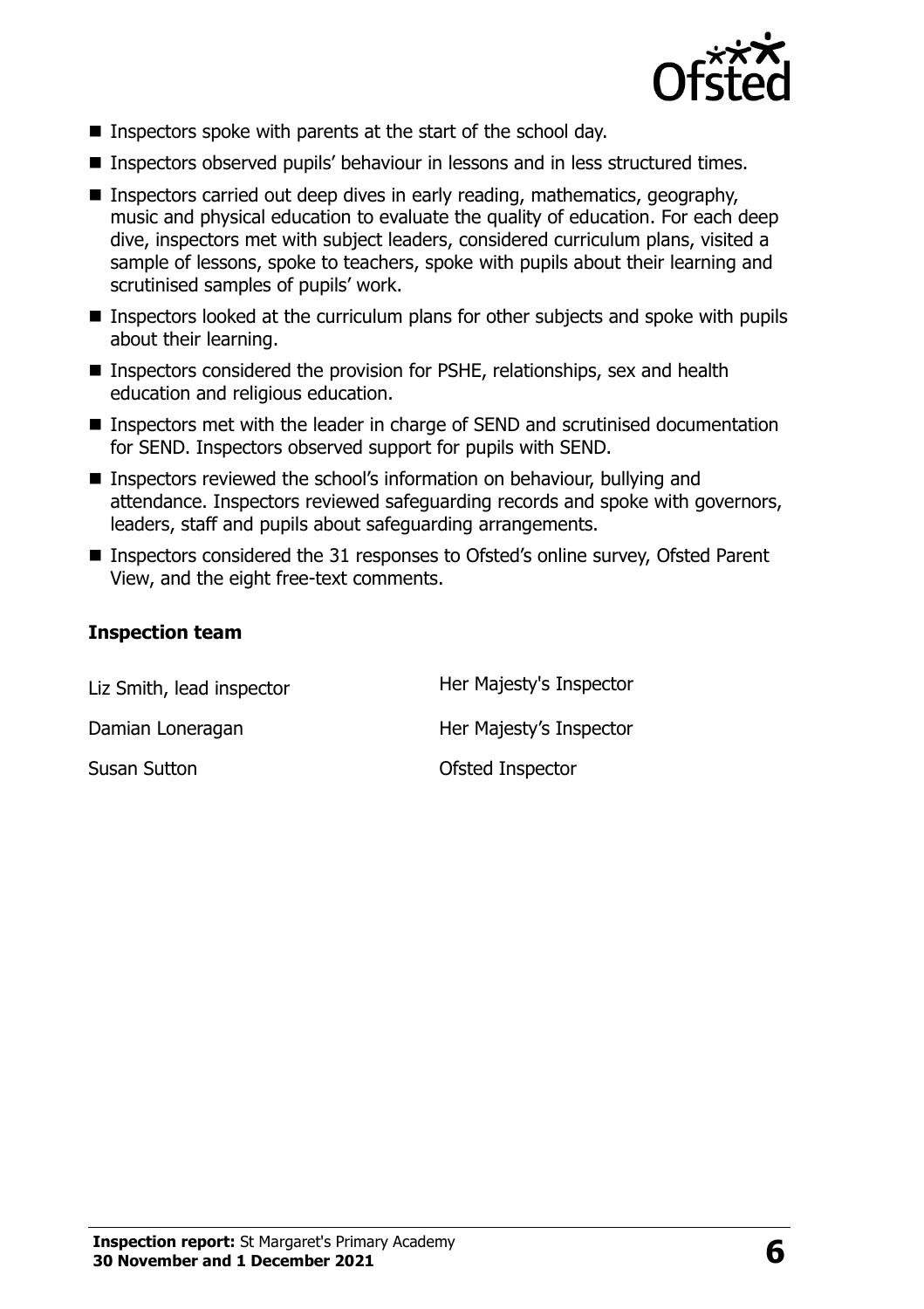- Inspectors spoke with parents at the start of the school day.
- Inspectors observed pupils' behaviour in lessons and in less structured times.
- Inspectors carried out deep dives in early reading, mathematics, geography, music and physical education to evaluate the quality of education. For each deep dive, inspectors met with subject leaders, considered curriculum plans, visited a sample of lessons, spoke to teachers, spoke with pupils about their learning and scrutinised samples of pupils' work.
- Inspectors looked at the curriculum plans for other subjects and spoke with pupils about their learning.
- Inspectors considered the provision for PSHE, relationships, sex and health education and religious education.
- Inspectors met with the leader in charge of SEND and scrutinised documentation for SEND. Inspectors observed support for pupils with SEND.
- Inspectors reviewed the school's information on behaviour, bullying and attendance. Inspectors reviewed safeguarding records and spoke with governors, leaders, staff and pupils about safeguarding arrangements.
- Inspectors considered the 31 responses to Ofsted's online survey, Ofsted Parent View, and the eight free-text comments.

### Inspection team

| | |
|---|---|
| Liz Smith, lead inspector | Her Majesty's Inspector |
| Damian Loneragan | Her Majesty's Inspector |
| Susan Sutton | Ofsted Inspector |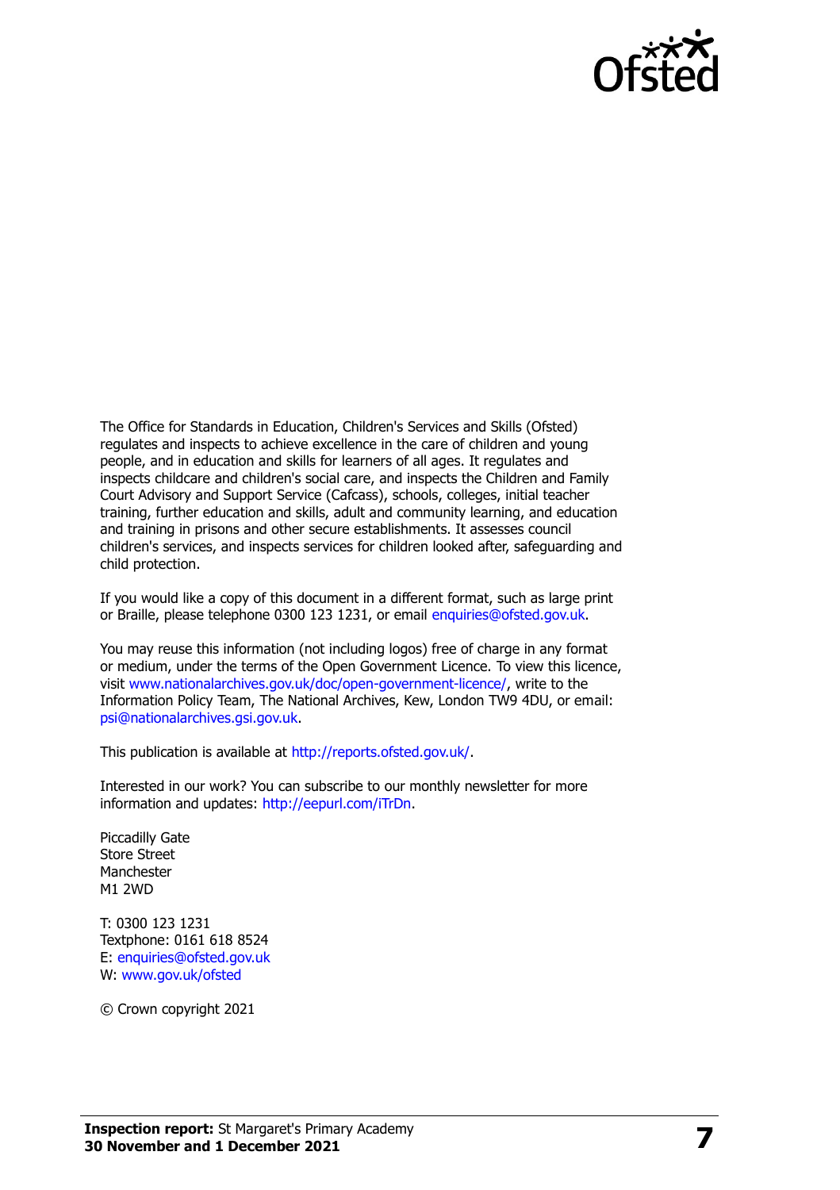The Office for Standards in Education, Children's Services and Skills (Ofsted) regulates and inspects to achieve excellence in the care of children and young people, and in education and skills for learners of all ages. It regulates and inspects childcare and children's social care, and inspects the Children and Family Court Advisory and Support Service (Cafcass), schools, colleges, initial teacher training, further education and skills, adult and community learning, and education and training in prisons and other secure establishments. It assesses council children's services, and inspects services for children looked after, safeguarding and child protection.

If you would like a copy of this document in a different format, such as large print or Braille, please telephone 0300 123 1231, or email enquiries@ofsted.gov.uk.

You may reuse this information (not including logos) free of charge in any format or medium, under the terms of the Open Government Licence. To view this licence, visit www.nationalarchives.gov.uk/doc/open-government-licence/, write to the Information Policy Team, The National Archives, Kew, London TW9 4DU, or email: psi@nationalarchives.gsi.gov.uk.

This publication is available at http://reports.ofsted.gov.uk/.

Interested in our work? You can subscribe to our monthly newsletter for more information and updates: http://eepurl.com/iTrDn.

Piccadilly Gate
Store Street
Manchester
M1 2WD

T: 0300 123 1231
Textphone: 0161 618 8524
E: enquiries@ofsted.gov.uk
W: www.gov.uk/ofsted

© Crown copyright 2021